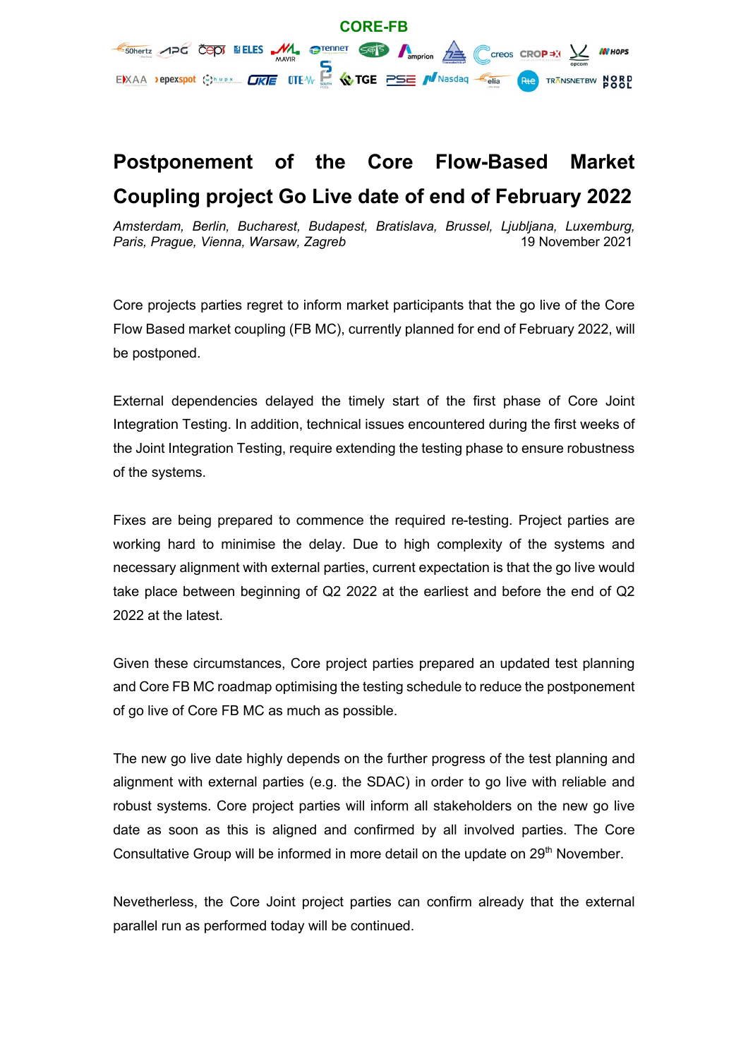**CORE-FB**

# Postponement of the Core Flow-Based Market Coupling project Go Live date of end of February 2022

*Amsterdam, Berlin, Bucharest, Budapest, Bratislava, Brussel, Ljubljana, Luxemburg, Paris, Prague, Vienna, Warsaw, Zagreb*
19 November 2021

Core projects parties regret to inform market participants that the go live of the Core Flow Based market coupling (FB MC), currently planned for end of February 2022, will be postponed.

External dependencies delayed the timely start of the first phase of Core Joint Integration Testing. In addition, technical issues encountered during the first weeks of the Joint Integration Testing, require extending the testing phase to ensure robustness of the systems.

Fixes are being prepared to commence the required re-testing. Project parties are working hard to minimise the delay. Due to high complexity of the systems and necessary alignment with external parties, current expectation is that the go live would take place between beginning of Q2 2022 at the earliest and before the end of Q2 2022 at the latest.

Given these circumstances, Core project parties prepared an updated test planning and Core FB MC roadmap optimising the testing schedule to reduce the postponement of go live of Core FB MC as much as possible.

The new go live date highly depends on the further progress of the test planning and alignment with external parties (e.g. the SDAC) in order to go live with reliable and robust systems. Core project parties will inform all stakeholders on the new go live date as soon as this is aligned and confirmed by all involved parties. The Core Consultative Group will be informed in more detail on the update on 29th November.

Nevetheless, the Core Joint project parties can confirm already that the external parallel run as performed today will be continued.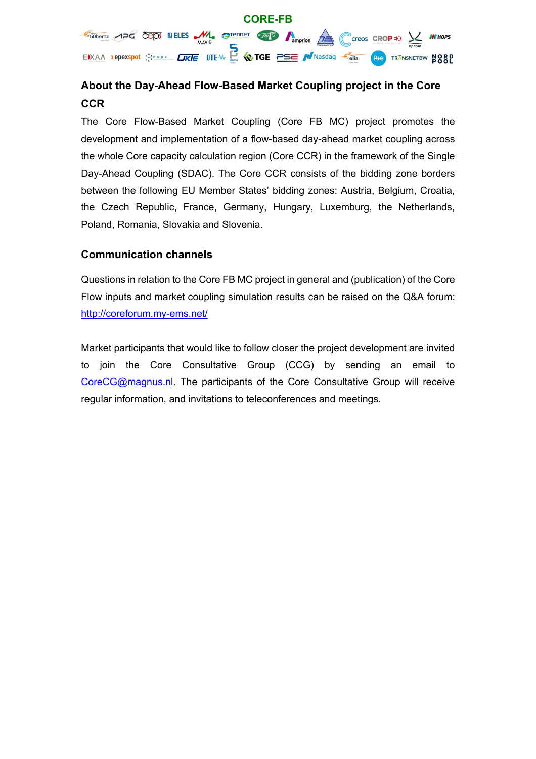CORE-FB

## About the Day-Ahead Flow-Based Market Coupling project in the Core CCR

The Core Flow-Based Market Coupling (Core FB MC) project promotes the development and implementation of a flow-based day-ahead market coupling across the whole Core capacity calculation region (Core CCR) in the framework of the Single Day-Ahead Coupling (SDAC). The Core CCR consists of the bidding zone borders between the following EU Member States' bidding zones: Austria, Belgium, Croatia, the Czech Republic, France, Germany, Hungary, Luxemburg, the Netherlands, Poland, Romania, Slovakia and Slovenia.

## Communication channels

Questions in relation to the Core FB MC project in general and (publication) of the Core Flow inputs and market coupling simulation results can be raised on the Q&A forum: http://coreforum.my-ems.net/

Market participants that would like to follow closer the project development are invited to join the Core Consultative Group (CCG) by sending an email to CoreCG@magnus.nl. The participants of the Core Consultative Group will receive regular information, and invitations to teleconferences and meetings.